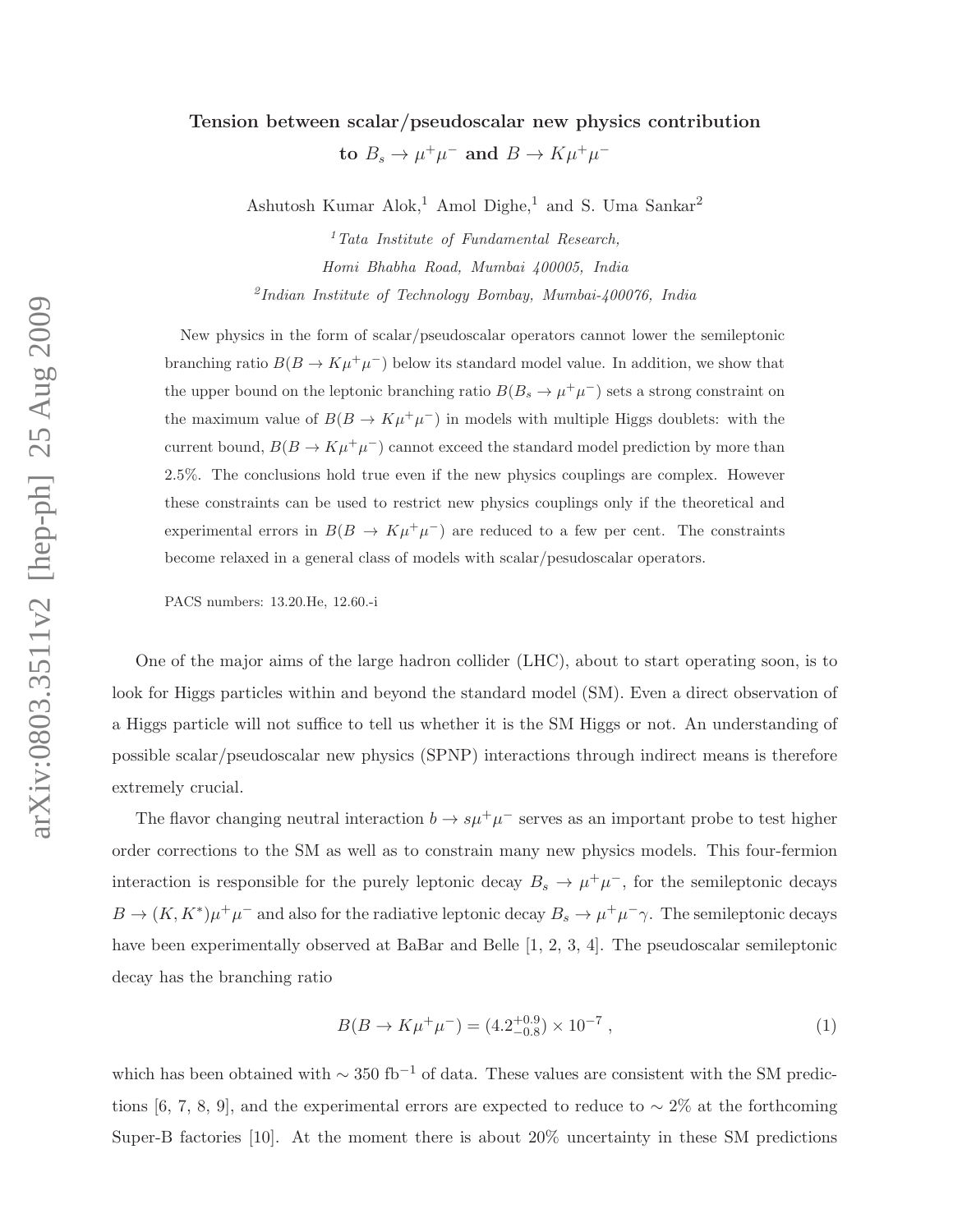# Tension between scalar/pseudoscalar new physics contribution to $B_s \to \mu^+\mu^-$ and $B \to K\mu^+\mu^-$

Ashutosh Kumar Alok,[1] Amol Dighe,[1] and S. Uma Sankar[2]

[1] *Tata Institute of Fundamental Research, Homi Bhabha Road, Mumbai 400005, India*

[2] *Indian Institute of Technology Bombay, Mumbai-400076, India*

New physics in the form of scalar/pseudoscalar operators cannot lower the semileptonic branching ratio $B(B \to K\mu^+\mu^-)$ below its standard model value. In addition, we show that the upper bound on the leptonic branching ratio $B(B_s \to \mu^+\mu^-)$ sets a strong constraint on the maximum value of $B(B \to K\mu^+\mu^-)$ in models with multiple Higgs doublets: with the current bound, $B(B \to K\mu^+\mu^-)$ cannot exceed the standard model prediction by more than 2.5%. The conclusions hold true even if the new physics couplings are complex. However these constraints can be used to restrict new physics couplings only if the theoretical and experimental errors in $B(B \to K\mu^+\mu^-)$ are reduced to a few per cent. The constraints become relaxed in a general class of models with scalar/pesudoscalar operators.

PACS numbers: 13.20.He, 12.60.-i

One of the major aims of the large hadron collider (LHC), about to start operating soon, is to look for Higgs particles within and beyond the standard model (SM). Even a direct observation of a Higgs particle will not suffice to tell us whether it is the SM Higgs or not. An understanding of possible scalar/pseudoscalar new physics (SPNP) interactions through indirect means is therefore extremely crucial.

The flavor changing neutral interaction $b \to s\mu^+\mu^-$ serves as an important probe to test higher order corrections to the SM as well as to constrain many new physics models. This four-fermion interaction is responsible for the purely leptonic decay $B_s \to \mu^+\mu^-$, for the semileptonic decays $B \to (K, K^*)\mu^+\mu^-$ and also for the radiative leptonic decay $B_s \to \mu^+\mu^-\gamma$. The semileptonic decays have been experimentally observed at BaBar and Belle [1, 2, 3, 4]. The pseudoscalar semileptonic decay has the branching ratio

$$B(B \to K\mu^+\mu^-) = (4.2^{+0.9}_{-0.8}) \times 10^{-7} \, , \tag{1}$$

which has been obtained with $\sim 350$ fb$^{-1}$ of data. These values are consistent with the SM predictions [6, 7, 8, 9], and the experimental errors are expected to reduce to $\sim 2\%$ at the forthcoming Super-B factories [10]. At the moment there is about 20% uncertainty in these SM predictions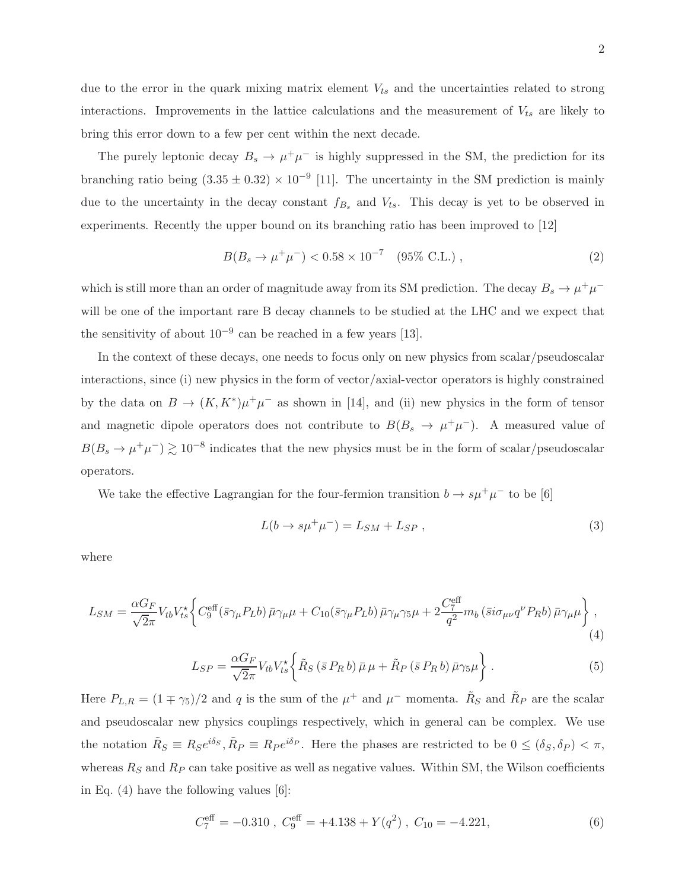due to the error in the quark mixing matrix element $V_{ts}$ and the uncertainties related to strong interactions. Improvements in the lattice calculations and the measurement of $V_{ts}$ are likely to bring this error down to a few per cent within the next decade.

The purely leptonic decay $B_s \to \mu^+\mu^-$ is highly suppressed in the SM, the prediction for its branching ratio being $(3.35 \pm 0.32) \times 10^{-9}$ [11]. The uncertainty in the SM prediction is mainly due to the uncertainty in the decay constant $f_{B_s}$ and $V_{ts}$. This decay is yet to be observed in experiments. Recently the upper bound on its branching ratio has been improved to [12]

$$B(B_s \to \mu^+\mu^-) < 0.58 \times 10^{-7} \quad (95\% \text{ C.L.}) \,, \tag{2}$$

which is still more than an order of magnitude away from its SM prediction. The decay $B_s \to \mu^+\mu^-$ will be one of the important rare B decay channels to be studied at the LHC and we expect that the sensitivity of about $10^{-9}$ can be reached in a few years [13].

In the context of these decays, one needs to focus only on new physics from scalar/pseudoscalar interactions, since (i) new physics in the form of vector/axial-vector operators is highly constrained by the data on $B \to (K, K^*)\mu^+\mu^-$ as shown in [14], and (ii) new physics in the form of tensor and magnetic dipole operators does not contribute to $B(B_s \to \mu^+\mu^-)$. A measured value of $B(B_s \to \mu^+\mu^-) \gtrsim 10^{-8}$ indicates that the new physics must be in the form of scalar/pseudoscalar operators.

We take the effective Lagrangian for the four-fermion transition $b \to s\mu^+\mu^-$ to be [6]

$$L(b \to s\mu^+\mu^-) = L_{SM} + L_{SP} \,, \tag{3}$$

where

$$L_{SM} = \frac{\alpha G_F}{\sqrt{2}\pi} V_{tb} V_{ts}^\star \bigg\{ C_9^{\text{eff}} (\bar{s}\gamma_\mu P_L b)\, \bar{\mu}\gamma_\mu \mu + C_{10} (\bar{s}\gamma_\mu P_L b)\, \bar{\mu}\gamma_\mu\gamma_5 \mu + 2\frac{C_7^{\text{eff}}}{q^2} m_b \, (\bar{s} i\sigma_{\mu\nu} q^\nu P_R b)\, \bar{\mu}\gamma_\mu \mu \bigg\} \,, \tag{4}$$

$$L_{SP} = \frac{\alpha G_F}{\sqrt{2}\pi} V_{tb} V_{ts}^\star \bigg\{ \tilde{R}_S \, (\bar{s}\, P_R \, b)\, \bar{\mu}\, \mu + \tilde{R}_P \, (\bar{s}\, P_R \, b)\, \bar{\mu}\gamma_5 \mu \bigg\} \,. \tag{5}$$

Here $P_{L,R} = (1 \mp \gamma_5)/2$ and $q$ is the sum of the $\mu^+$ and $\mu^-$ momenta. $\tilde{R}_S$ and $\tilde{R}_P$ are the scalar and pseudoscalar new physics couplings respectively, which in general can be complex. We use the notation $\tilde{R}_S \equiv R_S e^{i\delta_S}, \tilde{R}_P \equiv R_P e^{i\delta_P}$. Here the phases are restricted to be $0 \le (\delta_S, \delta_P) < \pi$, whereas $R_S$ and $R_P$ can take positive as well as negative values. Within SM, the Wilson coefficients in Eq. (4) have the following values [6]:

$$C_7^{\text{eff}} = -0.310 \,, \; C_9^{\text{eff}} = +4.138 + Y(q^2) \,, \; C_{10} = -4.221, \tag{6}$$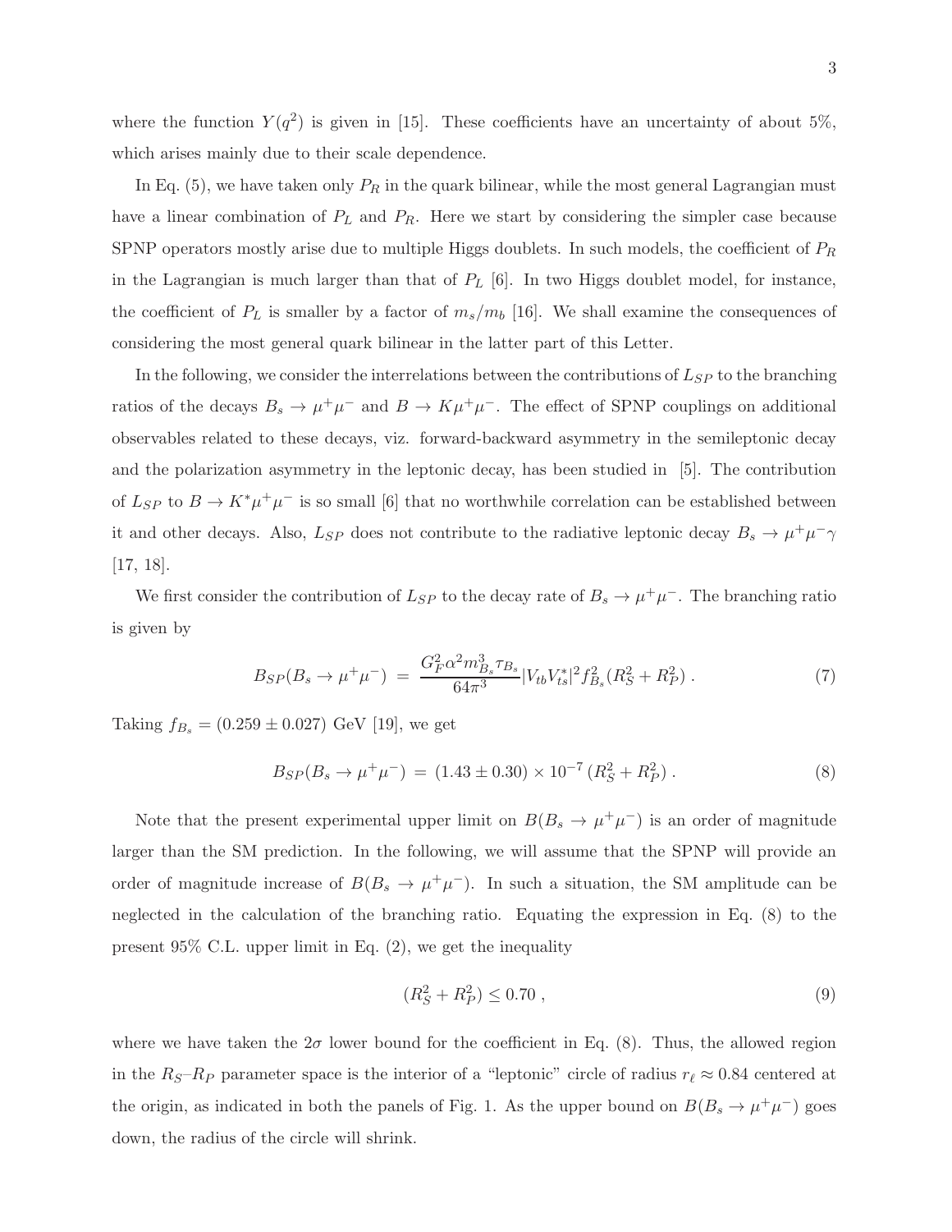where the function $Y(q^2)$ is given in [15]. These coefficients have an uncertainty of about 5%, which arises mainly due to their scale dependence.

In Eq. (5), we have taken only $P_R$ in the quark bilinear, while the most general Lagrangian must have a linear combination of $P_L$ and $P_R$. Here we start by considering the simpler case because SPNP operators mostly arise due to multiple Higgs doublets. In such models, the coefficient of $P_R$ in the Lagrangian is much larger than that of $P_L$ [6]. In two Higgs doublet model, for instance, the coefficient of $P_L$ is smaller by a factor of $m_s/m_b$ [16]. We shall examine the consequences of considering the most general quark bilinear in the latter part of this Letter.

In the following, we consider the interrelations between the contributions of $L_{SP}$ to the branching ratios of the decays $B_s \to \mu^+\mu^-$ and $B \to K\mu^+\mu^-$. The effect of SPNP couplings on additional observables related to these decays, viz. forward-backward asymmetry in the semileptonic decay and the polarization asymmetry in the leptonic decay, has been studied in [5]. The contribution of $L_{SP}$ to $B \to K^*\mu^+\mu^-$ is so small [6] that no worthwhile correlation can be established between it and other decays. Also, $L_{SP}$ does not contribute to the radiative leptonic decay $B_s \to \mu^+\mu^-\gamma$ [17, 18].

We first consider the contribution of $L_{SP}$ to the decay rate of $B_s \to \mu^+\mu^-$. The branching ratio is given by

$$B_{SP}(B_s \to \mu^+\mu^-) \;=\; \frac{G_F^2 \alpha^2 m_{B_s}^3 \tau_{B_s}}{64\pi^3} |V_{tb}V_{ts}^*|^2 f_{B_s}^2 (R_S^2 + R_P^2) \; . \tag{7}$$

Taking $f_{B_s} = (0.259 \pm 0.027)$ GeV [19], we get

$$B_{SP}(B_s \to \mu^+\mu^-) \;=\; (1.43 \pm 0.30) \times 10^{-7} \, (R_S^2 + R_P^2) \; . \tag{8}$$

Note that the present experimental upper limit on $B(B_s \to \mu^+\mu^-)$ is an order of magnitude larger than the SM prediction. In the following, we will assume that the SPNP will provide an order of magnitude increase of $B(B_s \to \mu^+\mu^-)$. In such a situation, the SM amplitude can be neglected in the calculation of the branching ratio. Equating the expression in Eq. (8) to the present 95% C.L. upper limit in Eq. (2), we get the inequality

$$(R_S^2 + R_P^2) \le 0.70 \; , \tag{9}$$

where we have taken the $2\sigma$ lower bound for the coefficient in Eq. (8). Thus, the allowed region in the $R_S$–$R_P$ parameter space is the interior of a "leptonic" circle of radius $r_\ell \approx 0.84$ centered at the origin, as indicated in both the panels of Fig. 1. As the upper bound on $B(B_s \to \mu^+\mu^-)$ goes down, the radius of the circle will shrink.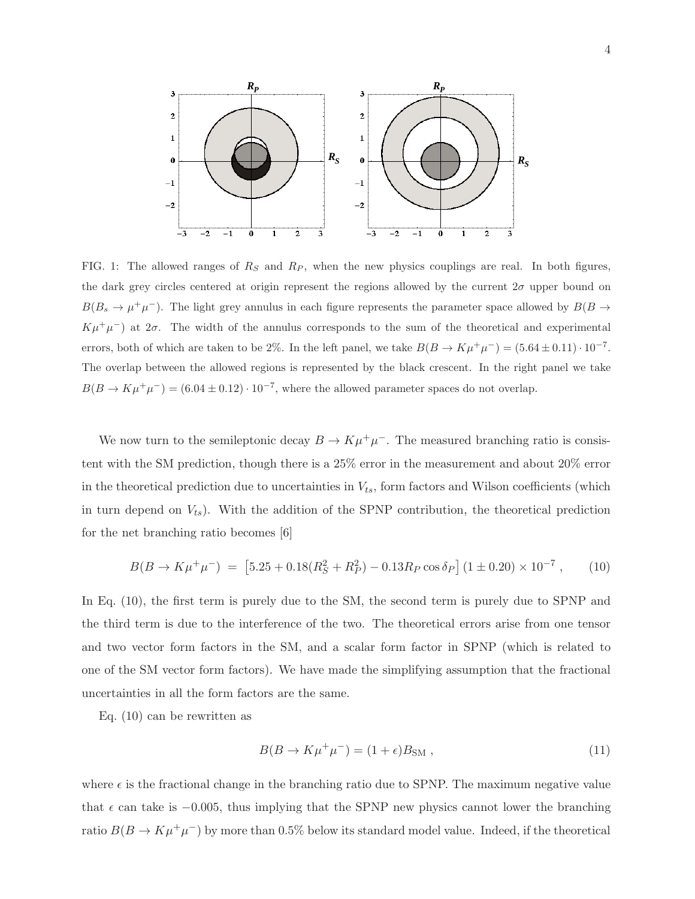FIG. 1: The allowed ranges of $R_S$ and $R_P$, when the new physics couplings are real. In both figures, the dark grey circles centered at origin represent the regions allowed by the current $2\sigma$ upper bound on $B(B_s \to \mu^+\mu^-)$. The light grey annulus in each figure represents the parameter space allowed by $B(B \to K\mu^+\mu^-)$ at $2\sigma$. The width of the annulus corresponds to the sum of the theoretical and experimental errors, both of which are taken to be 2%. In the left panel, we take $B(B \to K\mu^+\mu^-) = (5.64 \pm 0.11) \cdot 10^{-7}$. The overlap between the allowed regions is represented by the black crescent. In the right panel we take $B(B \to K\mu^+\mu^-) = (6.04 \pm 0.12) \cdot 10^{-7}$, where the allowed parameter spaces do not overlap.

We now turn to the semileptonic decay $B \to K\mu^+\mu^-$. The measured branching ratio is consistent with the SM prediction, though there is a 25% error in the measurement and about 20% error in the theoretical prediction due to uncertainties in $V_{ts}$, form factors and Wilson coefficients (which in turn depend on $V_{ts}$). With the addition of the SPNP contribution, the theoretical prediction for the net branching ratio becomes [6]

$$B(B \to K\mu^+\mu^-) = \left[5.25 + 0.18(R_S^2 + R_P^2) - 0.13 R_P \cos\delta_P\right](1 \pm 0.20) \times 10^{-7} , \qquad (10)$$

In Eq. (10), the first term is purely due to the SM, the second term is purely due to SPNP and the third term is due to the interference of the two. The theoretical errors arise from one tensor and two vector form factors in the SM, and a scalar form factor in SPNP (which is related to one of the SM vector form factors). We have made the simplifying assumption that the fractional uncertainties in all the form factors are the same.

Eq. (10) can be rewritten as

$$B(B \to K\mu^+\mu^-) = (1 + \epsilon) B_{\rm SM} , \qquad (11)$$

where $\epsilon$ is the fractional change in the branching ratio due to SPNP. The maximum negative value that $\epsilon$ can take is $-0.005$, thus implying that the SPNP new physics cannot lower the branching ratio $B(B \to K\mu^+\mu^-)$ by more than 0.5% below its standard model value. Indeed, if the theoretical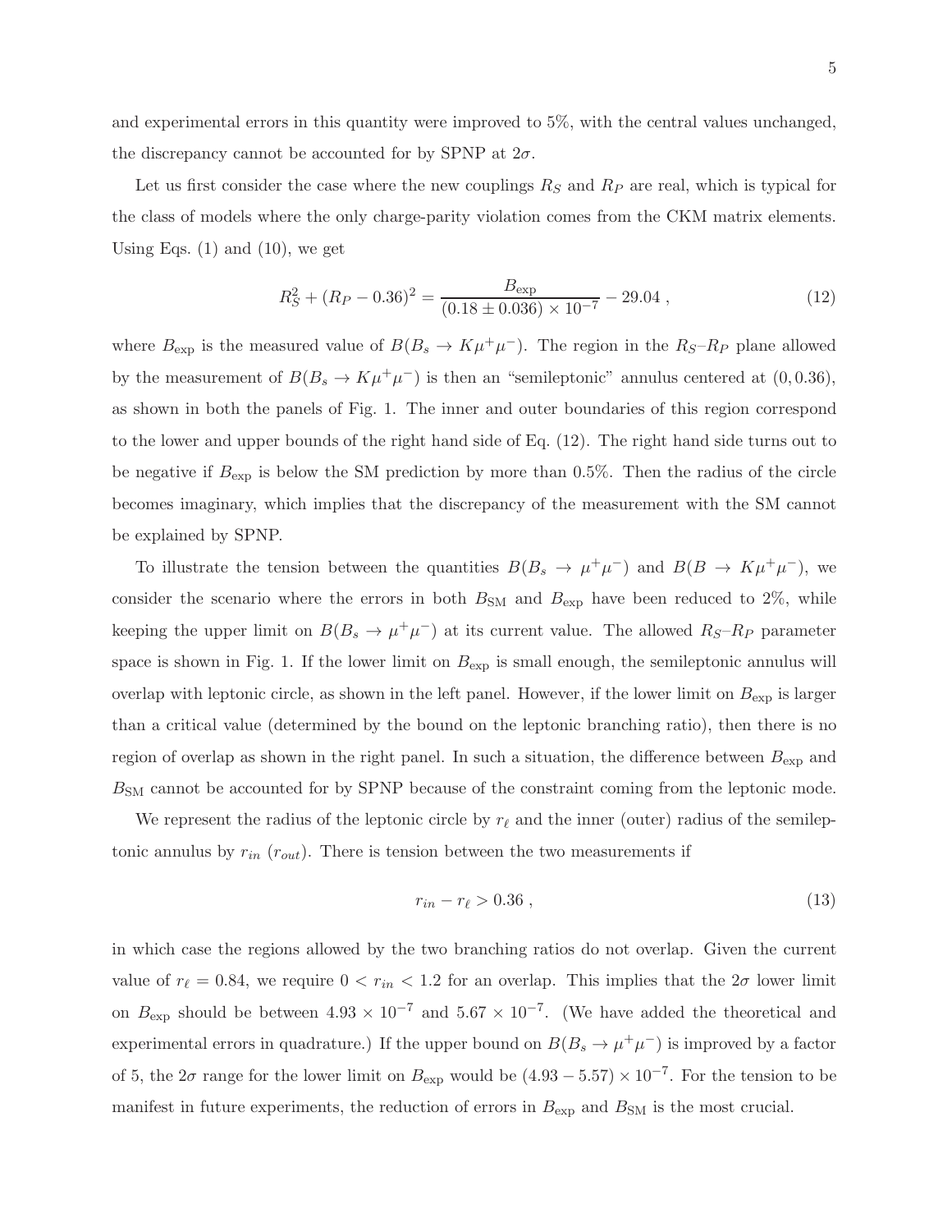and experimental errors in this quantity were improved to 5%, with the central values unchanged, the discrepancy cannot be accounted for by SPNP at $2\sigma$.

Let us first consider the case where the new couplings $R_S$ and $R_P$ are real, which is typical for the class of models where the only charge-parity violation comes from the CKM matrix elements. Using Eqs. (1) and (10), we get

$$R_S^2 + (R_P - 0.36)^2 = \frac{B_{\rm exp}}{(0.18 \pm 0.036) \times 10^{-7}} - 29.04 \,, \tag{12}$$

where $B_{\rm exp}$ is the measured value of $B(B_s \to K\mu^+\mu^-)$. The region in the $R_S$–$R_P$ plane allowed by the measurement of $B(B_s \to K\mu^+\mu^-)$ is then an "semileptonic" annulus centered at $(0, 0.36)$, as shown in both the panels of Fig. 1. The inner and outer boundaries of this region correspond to the lower and upper bounds of the right hand side of Eq. (12). The right hand side turns out to be negative if $B_{\rm exp}$ is below the SM prediction by more than 0.5%. Then the radius of the circle becomes imaginary, which implies that the discrepancy of the measurement with the SM cannot be explained by SPNP.

To illustrate the tension between the quantities $B(B_s \to \mu^+\mu^-)$ and $B(B \to K\mu^+\mu^-)$, we consider the scenario where the errors in both $B_{\rm SM}$ and $B_{\rm exp}$ have been reduced to 2%, while keeping the upper limit on $B(B_s \to \mu^+\mu^-)$ at its current value. The allowed $R_S$–$R_P$ parameter space is shown in Fig. 1. If the lower limit on $B_{\rm exp}$ is small enough, the semileptonic annulus will overlap with leptonic circle, as shown in the left panel. However, if the lower limit on $B_{\rm exp}$ is larger than a critical value (determined by the bound on the leptonic branching ratio), then there is no region of overlap as shown in the right panel. In such a situation, the difference between $B_{\rm exp}$ and $B_{\rm SM}$ cannot be accounted for by SPNP because of the constraint coming from the leptonic mode.

We represent the radius of the leptonic circle by $r_\ell$ and the inner (outer) radius of the semileptonic annulus by $r_{in}$ ($r_{out}$). There is tension between the two measurements if

$$r_{in} - r_\ell > 0.36 \,, \tag{13}$$

in which case the regions allowed by the two branching ratios do not overlap. Given the current value of $r_\ell = 0.84$, we require $0 < r_{in} < 1.2$ for an overlap. This implies that the $2\sigma$ lower limit on $B_{\rm exp}$ should be between $4.93 \times 10^{-7}$ and $5.67 \times 10^{-7}$. (We have added the theoretical and experimental errors in quadrature.) If the upper bound on $B(B_s \to \mu^+\mu^-)$ is improved by a factor of 5, the $2\sigma$ range for the lower limit on $B_{\rm exp}$ would be $(4.93 - 5.57) \times 10^{-7}$. For the tension to be manifest in future experiments, the reduction of errors in $B_{\rm exp}$ and $B_{\rm SM}$ is the most crucial.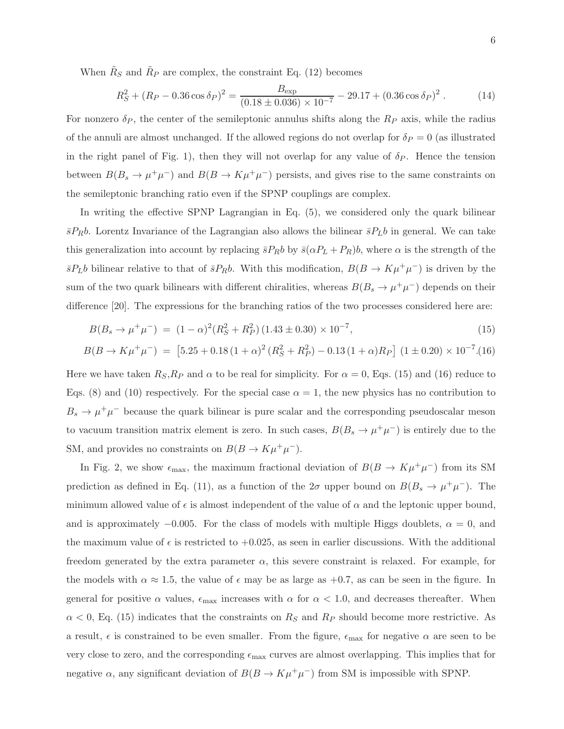When $\tilde{R}_S$ and $\tilde{R}_P$ are complex, the constraint Eq. (12) becomes

$$R_S^2 + (R_P - 0.36\cos\delta_P)^2 = \frac{B_{\rm exp}}{(0.18 \pm 0.036)\times 10^{-7}} - 29.17 + (0.36\cos\delta_P)^2 \; . \tag{14}$$

For nonzero $\delta_P$, the center of the semileptonic annulus shifts along the $R_P$ axis, while the radius of the annuli are almost unchanged. If the allowed regions do not overlap for $\delta_P = 0$ (as illustrated in the right panel of Fig. 1), then they will not overlap for any value of $\delta_P$. Hence the tension between $B(B_s \to \mu^+\mu^-)$ and $B(B \to K\mu^+\mu^-)$ persists, and gives rise to the same constraints on the semileptonic branching ratio even if the SPNP couplings are complex.

In writing the effective SPNP Lagrangian in Eq. (5), we considered only the quark bilinear $\bar{s}P_R b$. Lorentz Invariance of the Lagrangian also allows the bilinear $\bar{s}P_L b$ in general. We can take this generalization into account by replacing $\bar{s}P_R b$ by $\bar{s}(\alpha P_L + P_R)b$, where $\alpha$ is the strength of the $\bar{s}P_L b$ bilinear relative to that of $\bar{s}P_R b$. With this modification, $B(B \to K\mu^+\mu^-)$ is driven by the sum of the two quark bilinears with different chiralities, whereas $B(B_s \to \mu^+\mu^-)$ depends on their difference [20]. The expressions for the branching ratios of the two processes considered here are:

$$B(B_s \to \mu^+\mu^-) \;=\; (1-\alpha)^2 (R_S^2 + R_P^2)\,(1.43 \pm 0.30)\times 10^{-7}, \tag{15}$$

$$B(B \to K\mu^+\mu^-) \;=\; \left[5.25 + 0.18\,(1+\alpha)^2\,(R_S^2 + R_P^2) - 0.13\,(1+\alpha)R_P\right]\,(1 \pm 0.20)\times 10^{-7}. \tag{16}$$

Here we have taken $R_S$,$R_P$ and $\alpha$ to be real for simplicity. For $\alpha = 0$, Eqs. (15) and (16) reduce to Eqs. (8) and (10) respectively. For the special case $\alpha = 1$, the new physics has no contribution to $B_s \to \mu^+\mu^-$ because the quark bilinear is pure scalar and the corresponding pseudoscalar meson to vacuum transition matrix element is zero. In such cases, $B(B_s \to \mu^+\mu^-)$ is entirely due to the SM, and provides no constraints on $B(B \to K\mu^+\mu^-)$.

In Fig. 2, we show $\epsilon_{\rm max}$, the maximum fractional deviation of $B(B \to K\mu^+\mu^-)$ from its SM prediction as defined in Eq. (11), as a function of the $2\sigma$ upper bound on $B(B_s \to \mu^+\mu^-)$. The minimum allowed value of $\epsilon$ is almost independent of the value of $\alpha$ and the leptonic upper bound, and is approximately $-0.005$. For the class of models with multiple Higgs doublets, $\alpha = 0$, and the maximum value of $\epsilon$ is restricted to $+0.025$, as seen in earlier discussions. With the additional freedom generated by the extra parameter $\alpha$, this severe constraint is relaxed. For example, for the models with $\alpha \approx 1.5$, the value of $\epsilon$ may be as large as $+0.7$, as can be seen in the figure. In general for positive $\alpha$ values, $\epsilon_{\rm max}$ increases with $\alpha$ for $\alpha < 1.0$, and decreases thereafter. When $\alpha < 0$, Eq. (15) indicates that the constraints on $R_S$ and $R_P$ should become more restrictive. As a result, $\epsilon$ is constrained to be even smaller. From the figure, $\epsilon_{\rm max}$ for negative $\alpha$ are seen to be very close to zero, and the corresponding $\epsilon_{\rm max}$ curves are almost overlapping. This implies that for negative $\alpha$, any significant deviation of $B(B \to K\mu^+\mu^-)$ from SM is impossible with SPNP.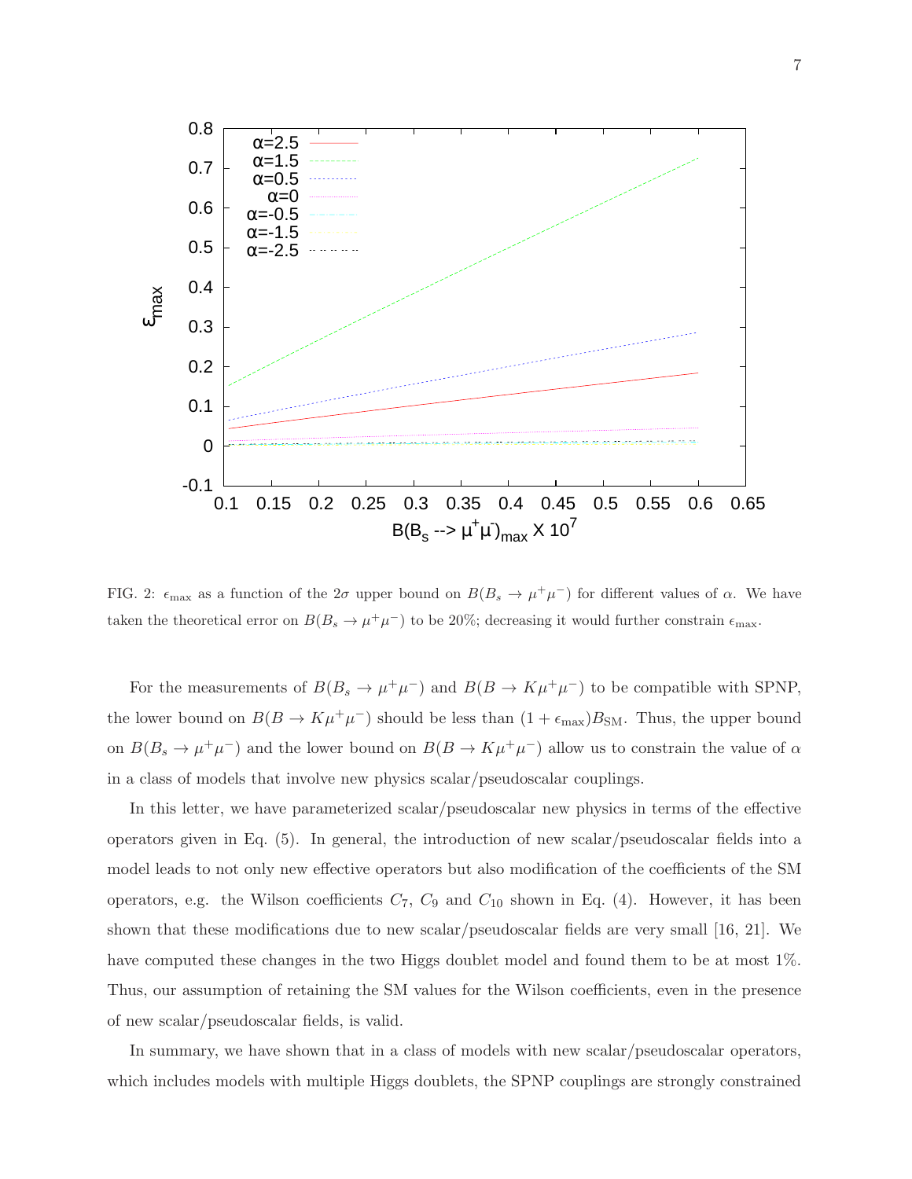FIG. 2: $\epsilon_{\rm max}$ as a function of the $2\sigma$ upper bound on $B(B_s \to \mu^+\mu^-)$ for different values of $\alpha$. We have taken the theoretical error on $B(B_s \to \mu^+\mu^-)$ to be 20%; decreasing it would further constrain $\epsilon_{\rm max}$.

For the measurements of $B(B_s \to \mu^+\mu^-)$ and $B(B \to K\mu^+\mu^-)$ to be compatible with SPNP, the lower bound on $B(B \to K\mu^+\mu^-)$ should be less than $(1+\epsilon_{\rm max})B_{\rm SM}$. Thus, the upper bound on $B(B_s \to \mu^+\mu^-)$ and the lower bound on $B(B \to K\mu^+\mu^-)$ allow us to constrain the value of $\alpha$ in a class of models that involve new physics scalar/pseudoscalar couplings.

In this letter, we have parameterized scalar/pseudoscalar new physics in terms of the effective operators given in Eq. (5). In general, the introduction of new scalar/pseudoscalar fields into a model leads to not only new effective operators but also modification of the coefficients of the SM operators, e.g. the Wilson coefficients $C_7$, $C_9$ and $C_{10}$ shown in Eq. (4). However, it has been shown that these modifications due to new scalar/pseudoscalar fields are very small [16, 21]. We have computed these changes in the two Higgs doublet model and found them to be at most 1%. Thus, our assumption of retaining the SM values for the Wilson coefficients, even in the presence of new scalar/pseudoscalar fields, is valid.

In summary, we have shown that in a class of models with new scalar/pseudoscalar operators, which includes models with multiple Higgs doublets, the SPNP couplings are strongly constrained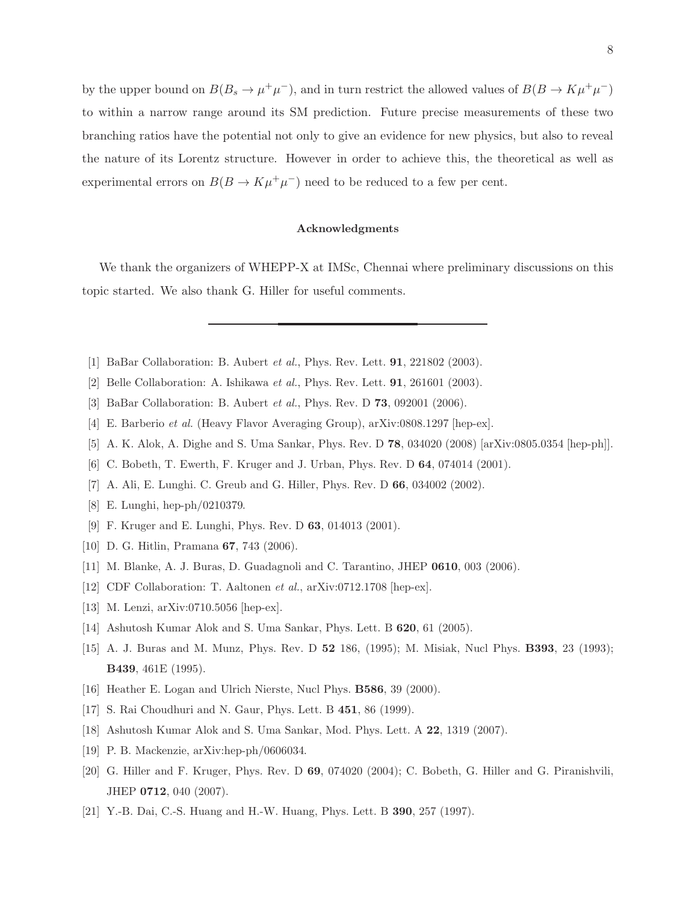by the upper bound on $B(B_s \to \mu^+\mu^-)$, and in turn restrict the allowed values of $B(B \to K\mu^+\mu^-)$ to within a narrow range around its SM prediction. Future precise measurements of these two branching ratios have the potential not only to give an evidence for new physics, but also to reveal the nature of its Lorentz structure. However in order to achieve this, the theoretical as well as experimental errors on $B(B \to K\mu^+\mu^-)$ need to be reduced to a few per cent.

### Acknowledgments

We thank the organizers of WHEPP-X at IMSc, Chennai where preliminary discussions on this topic started. We also thank G. Hiller for useful comments.

---

[1] BaBar Collaboration: B. Aubert *et al.*, Phys. Rev. Lett. **91**, 221802 (2003).

[2] Belle Collaboration: A. Ishikawa *et al.*, Phys. Rev. Lett. **91**, 261601 (2003).

[3] BaBar Collaboration: B. Aubert *et al.*, Phys. Rev. D **73**, 092001 (2006).

[4] E. Barberio *et al.* (Heavy Flavor Averaging Group), arXiv:0808.1297 [hep-ex].

[5] A. K. Alok, A. Dighe and S. Uma Sankar, Phys. Rev. D **78**, 034020 (2008) [arXiv:0805.0354 [hep-ph]].

[6] C. Bobeth, T. Ewerth, F. Kruger and J. Urban, Phys. Rev. D **64**, 074014 (2001).

[7] A. Ali, E. Lunghi. C. Greub and G. Hiller, Phys. Rev. D **66**, 034002 (2002).

[8] E. Lunghi, hep-ph/0210379.

[9] F. Kruger and E. Lunghi, Phys. Rev. D **63**, 014013 (2001).

[10] D. G. Hitlin, Pramana **67**, 743 (2006).

[11] M. Blanke, A. J. Buras, D. Guadagnoli and C. Tarantino, JHEP **0610**, 003 (2006).

[12] CDF Collaboration: T. Aaltonen *et al.*, arXiv:0712.1708 [hep-ex].

[13] M. Lenzi, arXiv:0710.5056 [hep-ex].

[14] Ashutosh Kumar Alok and S. Uma Sankar, Phys. Lett. B **620**, 61 (2005).

[15] A. J. Buras and M. Munz, Phys. Rev. D **52** 186, (1995); M. Misiak, Nucl Phys. **B393**, 23 (1993); **B439**, 461E (1995).

[16] Heather E. Logan and Ulrich Nierste, Nucl Phys. **B586**, 39 (2000).

[17] S. Rai Choudhuri and N. Gaur, Phys. Lett. B **451**, 86 (1999).

[18] Ashutosh Kumar Alok and S. Uma Sankar, Mod. Phys. Lett. A **22**, 1319 (2007).

[19] P. B. Mackenzie, arXiv:hep-ph/0606034.

[20] G. Hiller and F. Kruger, Phys. Rev. D **69**, 074020 (2004); C. Bobeth, G. Hiller and G. Piranishvili, JHEP **0712**, 040 (2007).

[21] Y.-B. Dai, C.-S. Huang and H.-W. Huang, Phys. Lett. B **390**, 257 (1997).